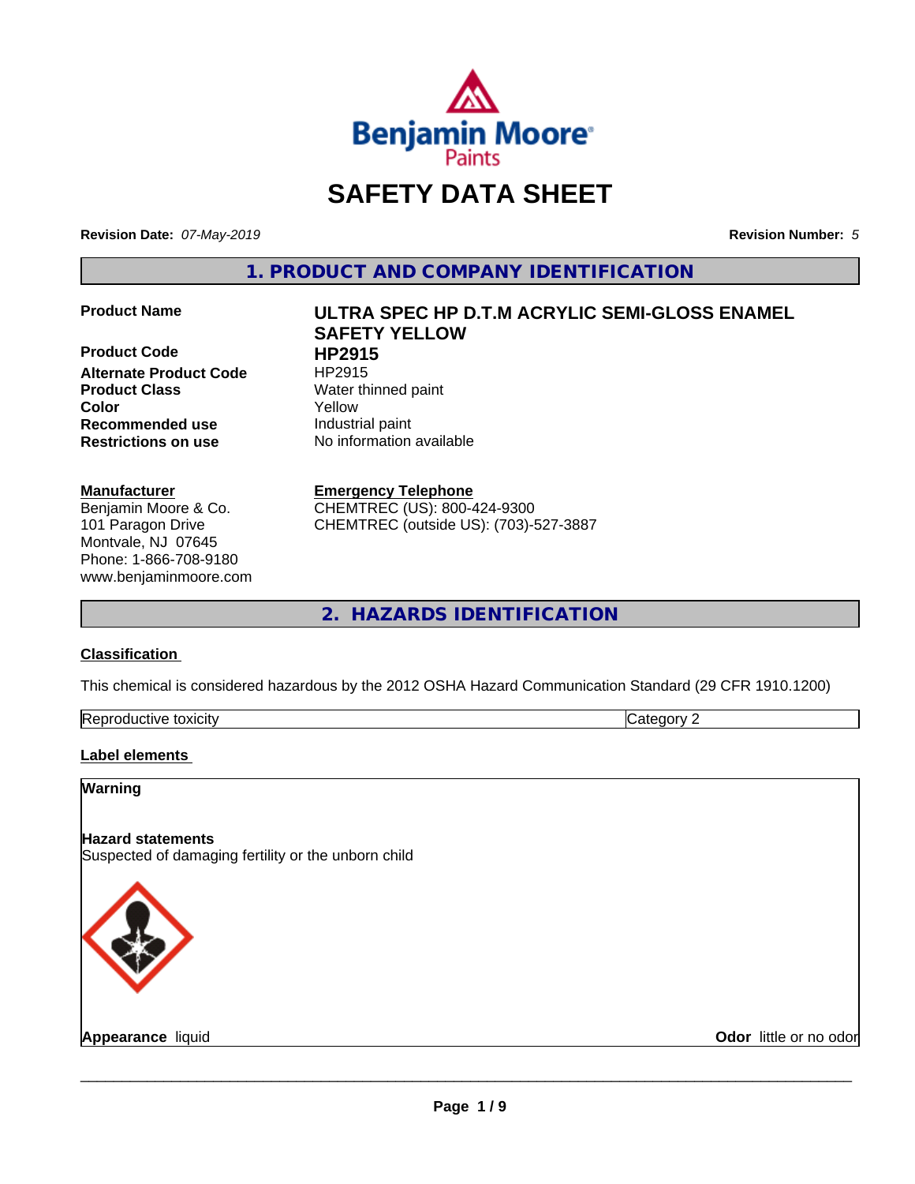# SAFETY DATA SHEET

**Revision Date:** *07-May-2019*

**Revision Number:** *5*

## 1. PRODUCT AND COMPANY IDENTIFICATION

| | |
|---|---|
| **Product Name** | **ULTRA SPEC HP D.T.M ACRYLIC SEMI-GLOSS ENAMEL SAFETY YELLOW** |
| **Product Code** | **HP2915** |
| **Alternate Product Code** | HP2915 |
| **Product Class** | Water thinned paint |
| **Color** | Yellow |
| **Recommended use** | Industrial paint |
| **Restrictions on use** | No information available |

**Manufacturer**
Benjamin Moore & Co.
101 Paragon Drive
Montvale, NJ 07645
Phone: 1-866-708-9180
www.benjaminmoore.com

**Emergency Telephone**
CHEMTREC (US): 800-424-9300
CHEMTREC (outside US): (703)-527-3887

## 2. HAZARDS IDENTIFICATION

**Classification**

This chemical is considered hazardous by the 2012 OSHA Hazard Communication Standard (29 CFR 1910.1200)

| Reproductive toxicity | Category 2 |
|---|---|

**Label elements**

**Warning**

**Hazard statements**
Suspected of damaging fertility or the unborn child

**Appearance** liquid

**Odor** little or no odor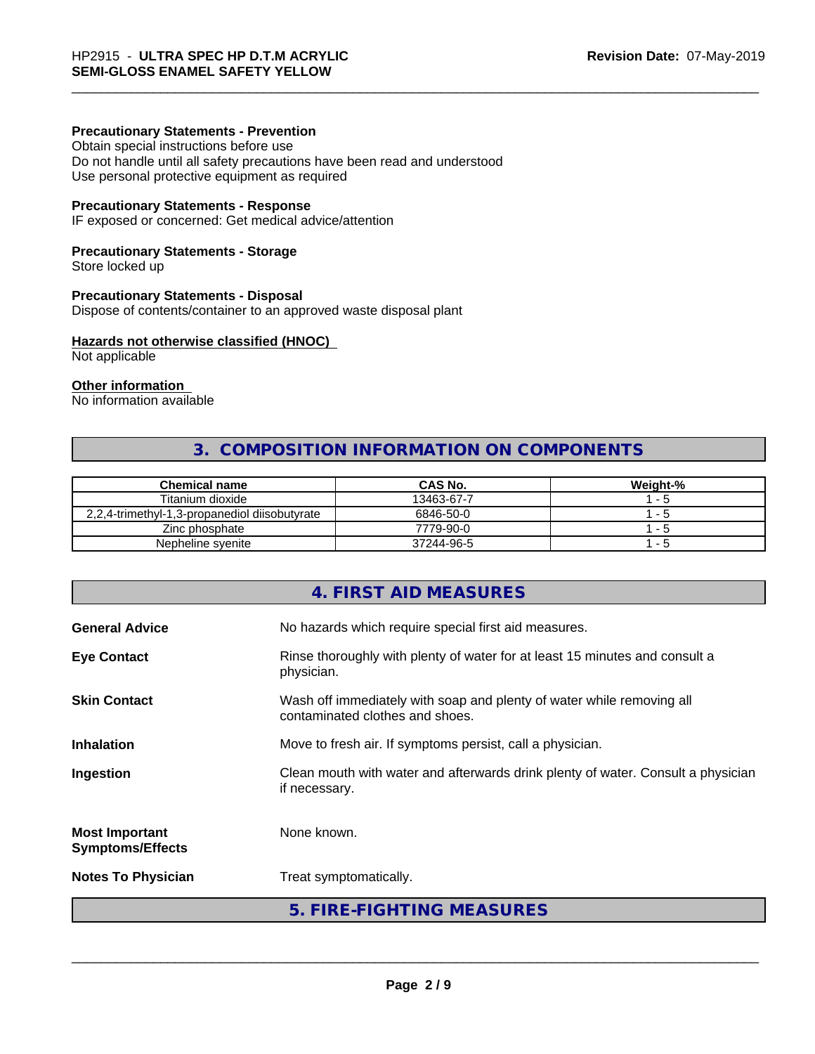**Precautionary Statements - Prevention**
Obtain special instructions before use
Do not handle until all safety precautions have been read and understood
Use personal protective equipment as required

**Precautionary Statements - Response**
IF exposed or concerned: Get medical advice/attention

**Precautionary Statements - Storage**
Store locked up

**Precautionary Statements - Disposal**
Dispose of contents/container to an approved waste disposal plant

**Hazards not otherwise classified (HNOC)**
Not applicable

**Other information**
No information available

## 3. COMPOSITION INFORMATION ON COMPONENTS

| Chemical name | CAS No. | Weight-% |
|---|---|---|
| Titanium dioxide | 13463-67-7 | 1 - 5 |
| 2,2,4-trimethyl-1,3-propanediol diisobutyrate | 6846-50-0 | 1 - 5 |
| Zinc phosphate | 7779-90-0 | 1 - 5 |
| Nepheline syenite | 37244-96-5 | 1 - 5 |

## 4. FIRST AID MEASURES

**General Advice** No hazards which require special first aid measures.

**Eye Contact** Rinse thoroughly with plenty of water for at least 15 minutes and consult a physician.

**Skin Contact** Wash off immediately with soap and plenty of water while removing all contaminated clothes and shoes.

**Inhalation** Move to fresh air. If symptoms persist, call a physician.

**Ingestion** Clean mouth with water and afterwards drink plenty of water. Consult a physician if necessary.

**Most Important Symptoms/Effects** None known.

**Notes To Physician** Treat symptomatically.

## 5. FIRE-FIGHTING MEASURES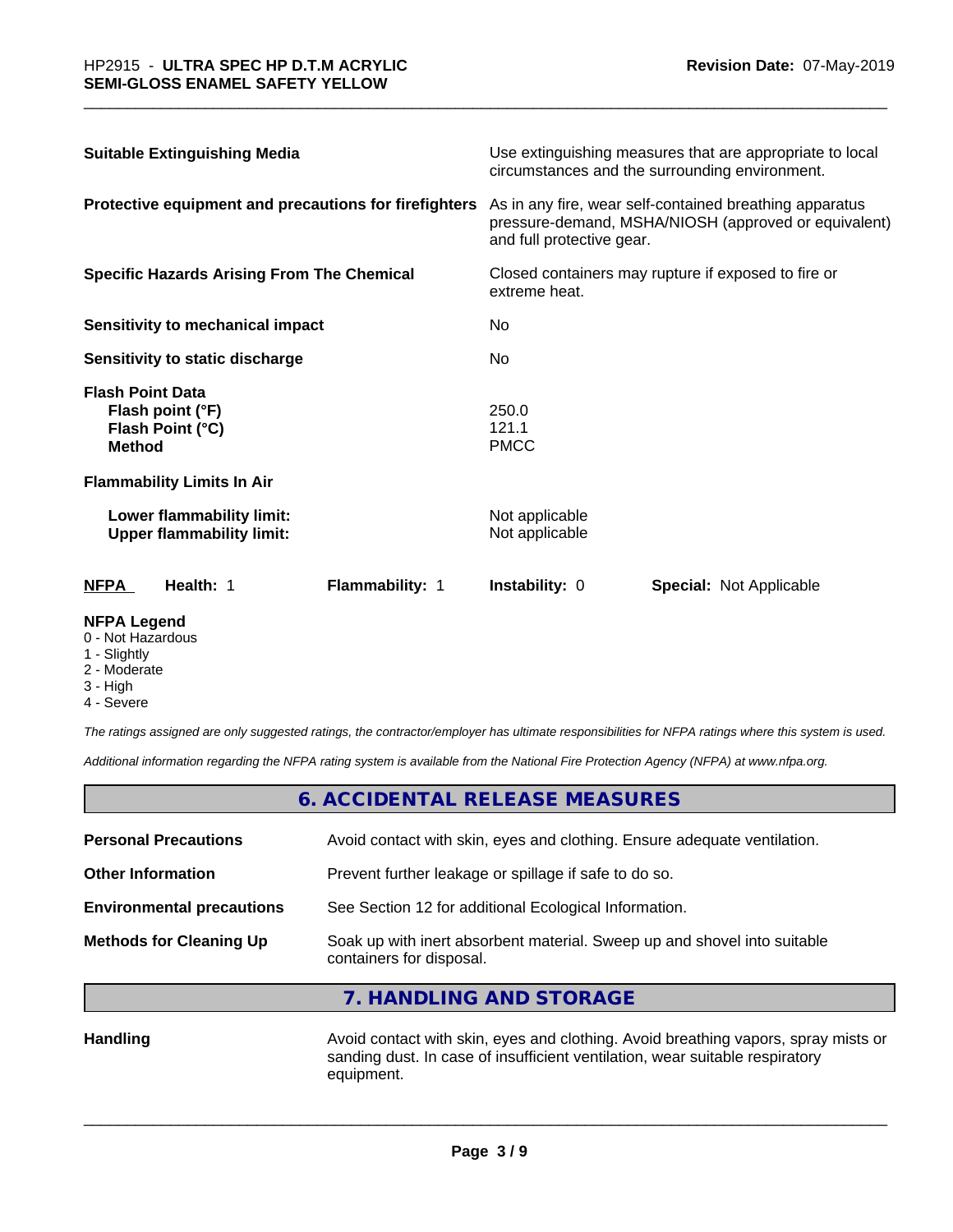| | |
|---|---|
| **Suitable Extinguishing Media** | Use extinguishing measures that are appropriate to local circumstances and the surrounding environment. |
| **Protective equipment and precautions for firefighters** | As in any fire, wear self-contained breathing apparatus pressure-demand, MSHA/NIOSH (approved or equivalent) and full protective gear. |
| **Specific Hazards Arising From The Chemical** | Closed containers may rupture if exposed to fire or extreme heat. |
| **Sensitivity to mechanical impact** | No |
| **Sensitivity to static discharge** | No |

**Flash Point Data**

| | |
|---|---|
| **Flash point (°F)** | 250.0 |
| **Flash Point (°C)** | 121.1 |
| **Method** | PMCC |

**Flammability Limits In Air**

| | |
|---|---|
| **Lower flammability limit:** | Not applicable |
| **Upper flammability limit:** | Not applicable |

| **NFPA** | **Health:** 1 | **Flammability:** 1 | **Instability:** 0 | **Special:** Not Applicable |
|---|---|---|---|---|

**NFPA Legend**

- 0 - Not Hazardous
- 1 - Slightly
- 2 - Moderate
- 3 - High
- 4 - Severe

*The ratings assigned are only suggested ratings, the contractor/employer has ultimate responsibilities for NFPA ratings where this system is used.*

*Additional information regarding the NFPA rating system is available from the National Fire Protection Agency (NFPA) at www.nfpa.org.*

## 6. ACCIDENTAL RELEASE MEASURES

| | |
|---|---|
| **Personal Precautions** | Avoid contact with skin, eyes and clothing. Ensure adequate ventilation. |
| **Other Information** | Prevent further leakage or spillage if safe to do so. |
| **Environmental precautions** | See Section 12 for additional Ecological Information. |
| **Methods for Cleaning Up** | Soak up with inert absorbent material. Sweep up and shovel into suitable containers for disposal. |

## 7. HANDLING AND STORAGE

| | |
|---|---|
| **Handling** | Avoid contact with skin, eyes and clothing. Avoid breathing vapors, spray mists or sanding dust. In case of insufficient ventilation, wear suitable respiratory equipment. |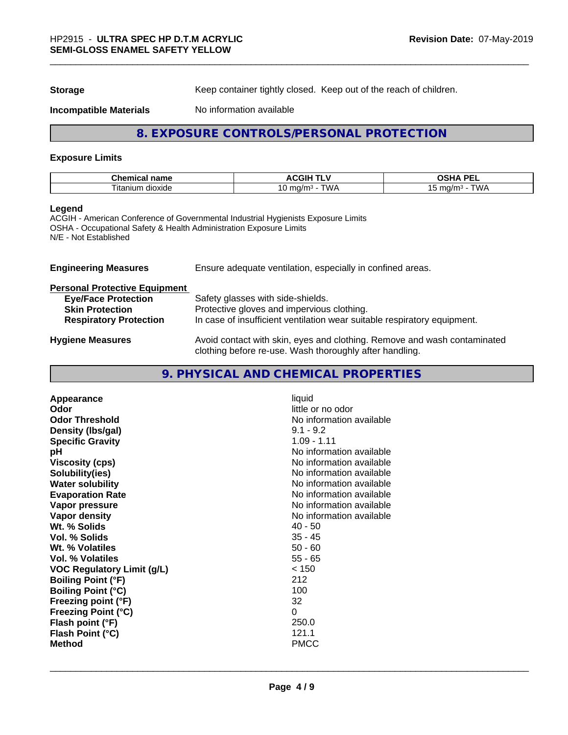| | |
|---|---|
| **Storage** | Keep container tightly closed. Keep out of the reach of children. |
| **Incompatible Materials** | No information available |

## 8. EXPOSURE CONTROLS/PERSONAL PROTECTION

### Exposure Limits

| Chemical name | ACGIH TLV | OSHA PEL |
|---|---|---|
| Titanium dioxide | 10 mg/m³ - TWA | 15 mg/m³ - TWA |

**Legend**
ACGIH - American Conference of Governmental Industrial Hygienists Exposure Limits
OSHA - Occupational Safety & Health Administration Exposure Limits
N/E - Not Established

**Engineering Measures** Ensure adequate ventilation, especially in confined areas.

**Personal Protective Equipment**

| | |
|---|---|
| **Eye/Face Protection** | Safety glasses with side-shields. |
| **Skin Protection** | Protective gloves and impervious clothing. |
| **Respiratory Protection** | In case of insufficient ventilation wear suitable respiratory equipment. |

**Hygiene Measures** Avoid contact with skin, eyes and clothing. Remove and wash contaminated clothing before re-use. Wash thoroughly after handling.

## 9. PHYSICAL AND CHEMICAL PROPERTIES

| | |
|---|---|
| **Appearance** | liquid |
| **Odor** | little or no odor |
| **Odor Threshold** | No information available |
| **Density (lbs/gal)** | 9.1 - 9.2 |
| **Specific Gravity** | 1.09 - 1.11 |
| **pH** | No information available |
| **Viscosity (cps)** | No information available |
| **Solubility(ies)** | No information available |
| **Water solubility** | No information available |
| **Evaporation Rate** | No information available |
| **Vapor pressure** | No information available |
| **Vapor density** | No information available |
| **Wt. % Solids** | 40 - 50 |
| **Vol. % Solids** | 35 - 45 |
| **Wt. % Volatiles** | 50 - 60 |
| **Vol. % Volatiles** | 55 - 65 |
| **VOC Regulatory Limit (g/L)** | < 150 |
| **Boiling Point (°F)** | 212 |
| **Boiling Point (°C)** | 100 |
| **Freezing point (°F)** | 32 |
| **Freezing Point (°C)** | 0 |
| **Flash point (°F)** | 250.0 |
| **Flash Point (°C)** | 121.1 |
| **Method** | PMCC |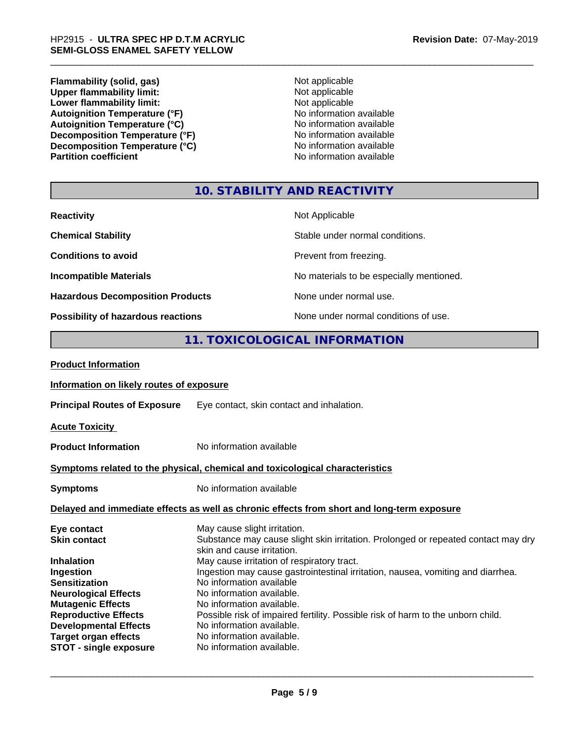| | |
|---|---|
| **Flammability (solid, gas)** | Not applicable |
| **Upper flammability limit:** | Not applicable |
| **Lower flammability limit:** | Not applicable |
| **Autoignition Temperature (°F)** | No information available |
| **Autoignition Temperature (°C)** | No information available |
| **Decomposition Temperature (°F)** | No information available |
| **Decomposition Temperature (°C)** | No information available |
| **Partition coefficient** | No information available |

## 10. STABILITY AND REACTIVITY

| | |
|---|---|
| **Reactivity** | Not Applicable |
| **Chemical Stability** | Stable under normal conditions. |
| **Conditions to avoid** | Prevent from freezing. |
| **Incompatible Materials** | No materials to be especially mentioned. |
| **Hazardous Decomposition Products** | None under normal use. |
| **Possibility of hazardous reactions** | None under normal conditions of use. |

## 11. TOXICOLOGICAL INFORMATION

**Product Information**

**Information on likely routes of exposure**

**Principal Routes of Exposure** Eye contact, skin contact and inhalation.

**Acute Toxicity**

**Product Information** No information available

**Symptoms related to the physical, chemical and toxicological characteristics**

**Symptoms** No information available

**Delayed and immediate effects as well as chronic effects from short and long-term exposure**

| | |
|---|---|
| **Eye contact** | May cause slight irritation. |
| **Skin contact** | Substance may cause slight skin irritation. Prolonged or repeated contact may dry skin and cause irritation. |
| **Inhalation** | May cause irritation of respiratory tract. |
| **Ingestion** | Ingestion may cause gastrointestinal irritation, nausea, vomiting and diarrhea. |
| **Sensitization** | No information available |
| **Neurological Effects** | No information available. |
| **Mutagenic Effects** | No information available. |
| **Reproductive Effects** | Possible risk of impaired fertility. Possible risk of harm to the unborn child. |
| **Developmental Effects** | No information available. |
| **Target organ effects** | No information available. |
| **STOT - single exposure** | No information available. |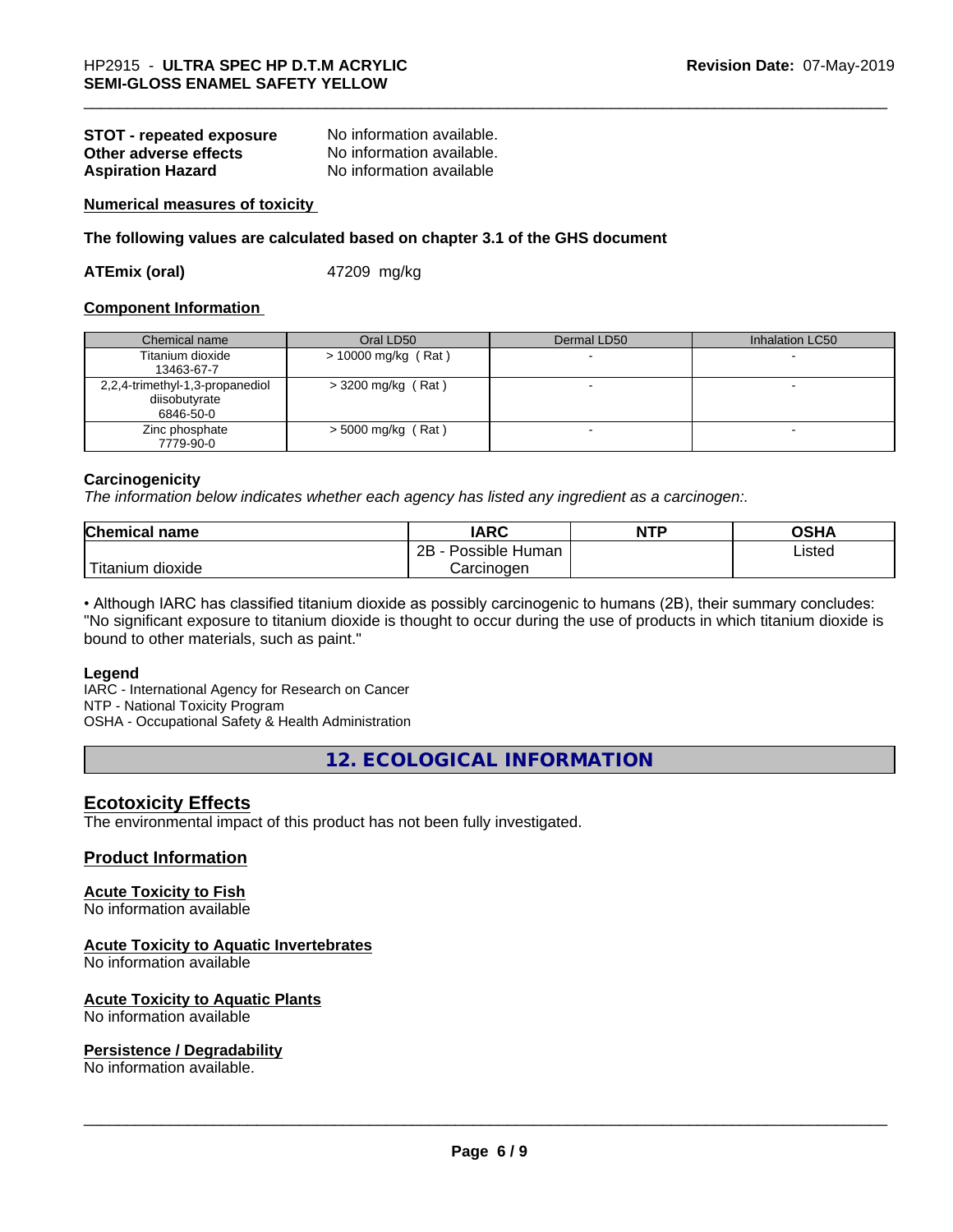**STOT - repeated exposure** No information available.
**Other adverse effects** No information available.
**Aspiration Hazard** No information available

**Numerical measures of toxicity**

**The following values are calculated based on chapter 3.1 of the GHS document**

**ATEmix (oral)** 47209 mg/kg

**Component Information**

| Chemical name | Oral LD50 | Dermal LD50 | Inhalation LC50 |
|---|---|---|---|
| Titanium dioxide 13463-67-7 | > 10000 mg/kg ( Rat ) | - | - |
| 2,2,4-trimethyl-1,3-propanediol diisobutyrate 6846-50-0 | > 3200 mg/kg ( Rat ) | - | - |
| Zinc phosphate 7779-90-0 | > 5000 mg/kg ( Rat ) | - | - |

**Carcinogenicity**

*The information below indicates whether each agency has listed any ingredient as a carcinogen:.*

| Chemical name | IARC | NTP | OSHA |
|---|---|---|---|
| Titanium dioxide | 2B - Possible Human Carcinogen | | Listed |

• Although IARC has classified titanium dioxide as possibly carcinogenic to humans (2B), their summary concludes: "No significant exposure to titanium dioxide is thought to occur during the use of products in which titanium dioxide is bound to other materials, such as paint."

**Legend**

IARC - International Agency for Research on Cancer
NTP - National Toxicity Program
OSHA - Occupational Safety & Health Administration

## 12. ECOLOGICAL INFORMATION

### Ecotoxicity Effects

The environmental impact of this product has not been fully investigated.

### Product Information

**Acute Toxicity to Fish**

No information available

**Acute Toxicity to Aquatic Invertebrates**

No information available

**Acute Toxicity to Aquatic Plants**

No information available

**Persistence / Degradability**

No information available.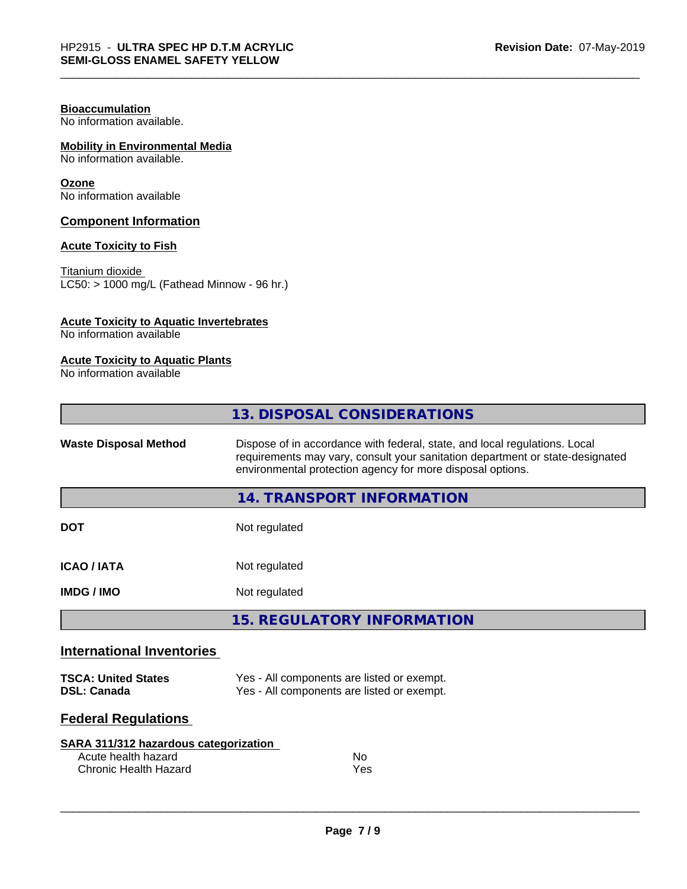**Bioaccumulation**
No information available.

**Mobility in Environmental Media**
No information available.

**Ozone**
No information available

## Component Information

### Acute Toxicity to Fish

Titanium dioxide
LC50: > 1000 mg/L (Fathead Minnow - 96 hr.)

### Acute Toxicity to Aquatic Invertebrates
No information available

### Acute Toxicity to Aquatic Plants
No information available

## 13. DISPOSAL CONSIDERATIONS

| | |
|---|---|
| **Waste Disposal Method** | Dispose of in accordance with federal, state, and local regulations. Local requirements may vary, consult your sanitation department or state-designated environmental protection agency for more disposal options. |

## 14. TRANSPORT INFORMATION

| | |
|---|---|
| **DOT** | Not regulated |
| **ICAO / IATA** | Not regulated |
| **IMDG / IMO** | Not regulated |

## 15. REGULATORY INFORMATION

### International Inventories

| | |
|---|---|
| **TSCA: United States** | Yes - All components are listed or exempt. |
| **DSL: Canada** | Yes - All components are listed or exempt. |

### Federal Regulations

**SARA 311/312 hazardous categorization**

| | |
|---|---|
| Acute health hazard | No |
| Chronic Health Hazard | Yes |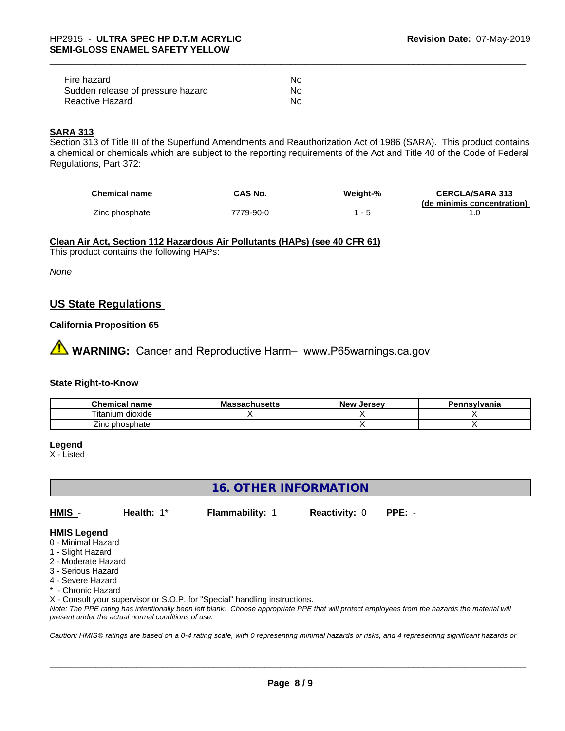| | |
|---|---|
| Fire hazard | No |
| Sudden release of pressure hazard | No |
| Reactive Hazard | No |

**SARA 313**

Section 313 of Title III of the Superfund Amendments and Reauthorization Act of 1986 (SARA). This product contains a chemical or chemicals which are subject to the reporting requirements of the Act and Title 40 of the Code of Federal Regulations, Part 372:

| Chemical name | CAS No. | Weight-% | CERCLA/SARA 313 (de minimis concentration) |
|---|---|---|---|
| Zinc phosphate | 7779-90-0 | 1 - 5 | 1.0 |

**Clean Air Act, Section 112 Hazardous Air Pollutants (HAPs) (see 40 CFR 61)**

This product contains the following HAPs:

*None*

## US State Regulations

**California Proposition 65**

⚠ **WARNING:** Cancer and Reproductive Harm– www.P65warnings.ca.gov

**State Right-to-Know**

| Chemical name | Massachusetts | New Jersey | Pennsylvania |
|---|---|---|---|
| Titanium dioxide | X | X | X |
| Zinc phosphate | | X | X |

**Legend**

X - Listed

## 16. OTHER INFORMATION

**HMIS** - **Health:** 1* **Flammability:** 1 **Reactivity:** 0 **PPE:** -

**HMIS Legend**

0 - Minimal Hazard
1 - Slight Hazard
2 - Moderate Hazard
3 - Serious Hazard
4 - Severe Hazard
* - Chronic Hazard
X - Consult your supervisor or S.O.P. for "Special" handling instructions.

*Note: The PPE rating has intentionally been left blank. Choose appropriate PPE that will protect employees from the hazards the material will present under the actual normal conditions of use.*

*Caution: HMIS® ratings are based on a 0-4 rating scale, with 0 representing minimal hazards or risks, and 4 representing significant hazards or*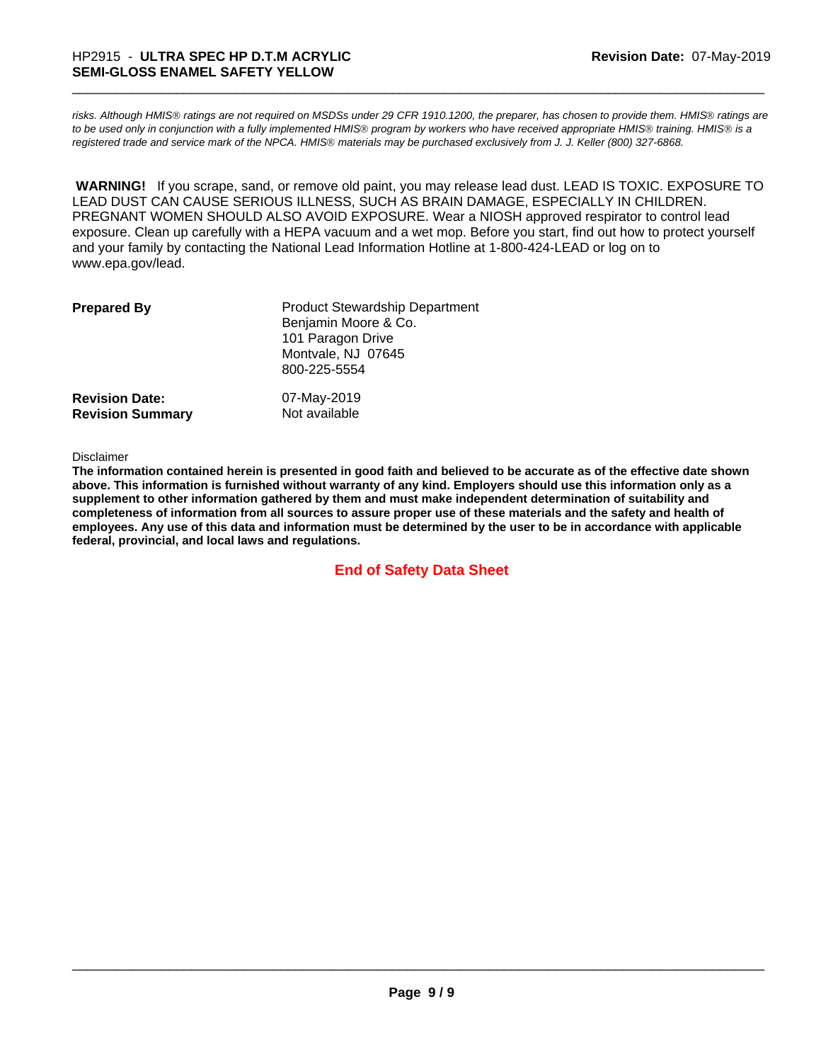*risks. Although HMIS® ratings are not required on MSDSs under 29 CFR 1910.1200, the preparer, has chosen to provide them. HMIS® ratings are to be used only in conjunction with a fully implemented HMIS® program by workers who have received appropriate HMIS® training. HMIS® is a registered trade and service mark of the NPCA. HMIS® materials may be purchased exclusively from J. J. Keller (800) 327-6868.*

**WARNING!** If you scrape, sand, or remove old paint, you may release lead dust. LEAD IS TOXIC. EXPOSURE TO LEAD DUST CAN CAUSE SERIOUS ILLNESS, SUCH AS BRAIN DAMAGE, ESPECIALLY IN CHILDREN. PREGNANT WOMEN SHOULD ALSO AVOID EXPOSURE. Wear a NIOSH approved respirator to control lead exposure. Clean up carefully with a HEPA vacuum and a wet mop. Before you start, find out how to protect yourself and your family by contacting the National Lead Information Hotline at 1-800-424-LEAD or log on to www.epa.gov/lead.

| | |
|---|---|
| **Prepared By** | Product Stewardship Department<br>Benjamin Moore & Co.<br>101 Paragon Drive<br>Montvale, NJ 07645<br>800-225-5554 |
| **Revision Date:** | 07-May-2019 |
| **Revision Summary** | Not available |

Disclaimer

**The information contained herein is presented in good faith and believed to be accurate as of the effective date shown above. This information is furnished without warranty of any kind. Employers should use this information only as a supplement to other information gathered by them and must make independent determination of suitability and completeness of information from all sources to assure proper use of these materials and the safety and health of employees. Any use of this data and information must be determined by the user to be in accordance with applicable federal, provincial, and local laws and regulations.**

**End of Safety Data Sheet**